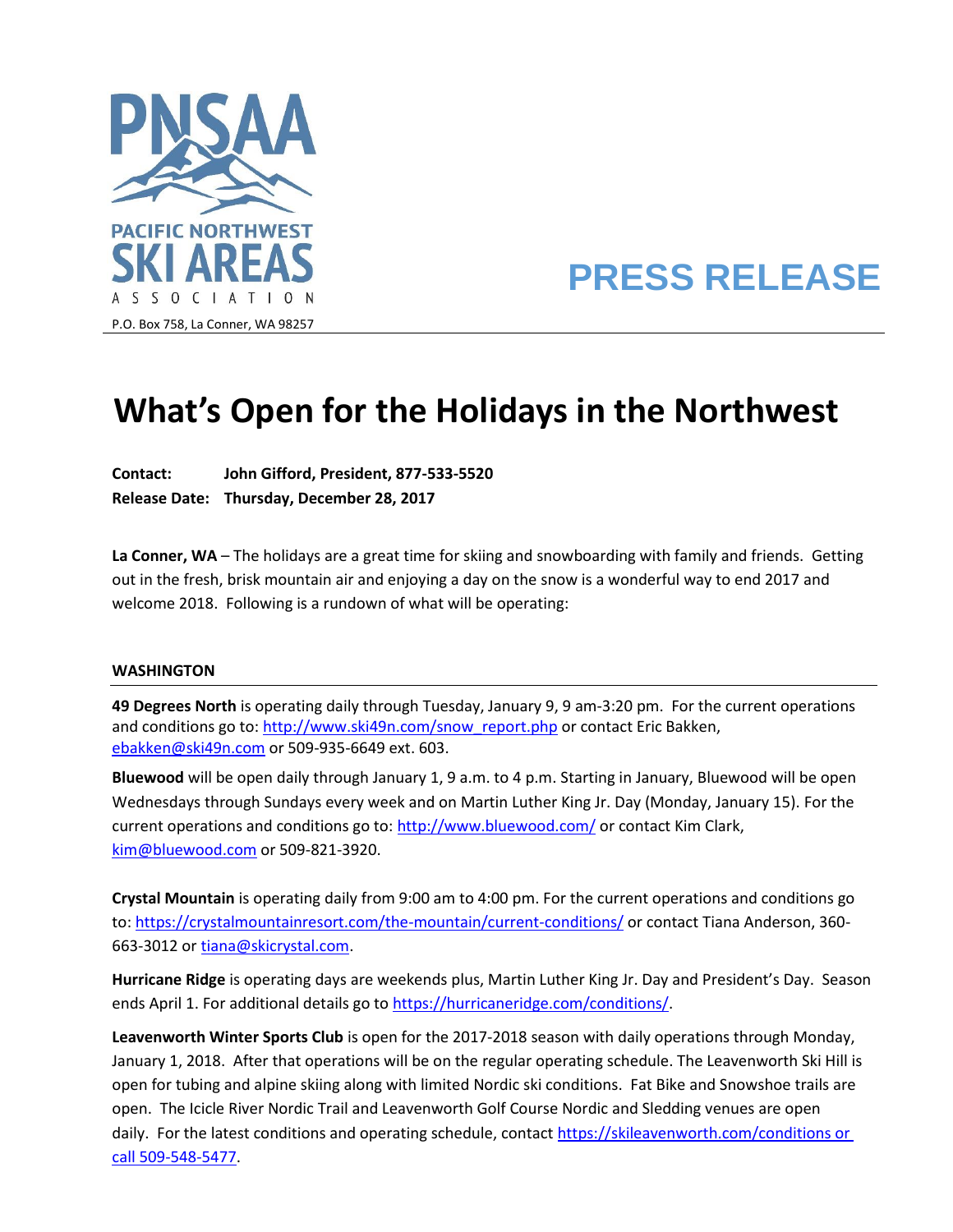PNSAA

PACIFIC NORTHWEST SKI AREAS ASSOCIATION

P.O. Box 758, La Conner, WA 98257

**PRESS RELEASE**

# What's Open for the Holidays in the Northwest

**Contact:** **John Gifford, President, 877-533-5520**
**Release Date:** **Thursday, December 28, 2017**

**La Conner, WA** – The holidays are a great time for skiing and snowboarding with family and friends. Getting out in the fresh, brisk mountain air and enjoying a day on the snow is a wonderful way to end 2017 and welcome 2018. Following is a rundown of what will be operating:

## WASHINGTON

**49 Degrees North** is operating daily through Tuesday, January 9, 9 am-3:20 pm. For the current operations and conditions go to: http://www.ski49n.com/snow_report.php or contact Eric Bakken, ebakken@ski49n.com or 509-935-6649 ext. 603.

**Bluewood** will be open daily through January 1, 9 a.m. to 4 p.m. Starting in January, Bluewood will be open Wednesdays through Sundays every week and on Martin Luther King Jr. Day (Monday, January 15). For the current operations and conditions go to: http://www.bluewood.com/ or contact Kim Clark, kim@bluewood.com or 509-821-3920.

**Crystal Mountain** is operating daily from 9:00 am to 4:00 pm. For the current operations and conditions go to: https://crystalmountainresort.com/the-mountain/current-conditions/ or contact Tiana Anderson, 360-663-3012 or tiana@skicrystal.com.

**Hurricane Ridge** is operating days are weekends plus, Martin Luther King Jr. Day and President's Day. Season ends April 1. For additional details go to https://hurricaneridge.com/conditions/.

**Leavenworth Winter Sports Club** is open for the 2017-2018 season with daily operations through Monday, January 1, 2018. After that operations will be on the regular operating schedule. The Leavenworth Ski Hill is open for tubing and alpine skiing along with limited Nordic ski conditions. Fat Bike and Snowshoe trails are open. The Icicle River Nordic Trail and Leavenworth Golf Course Nordic and Sledding venues are open daily. For the latest conditions and operating schedule, contact https://skileavenworth.com/conditions or call 509-548-5477.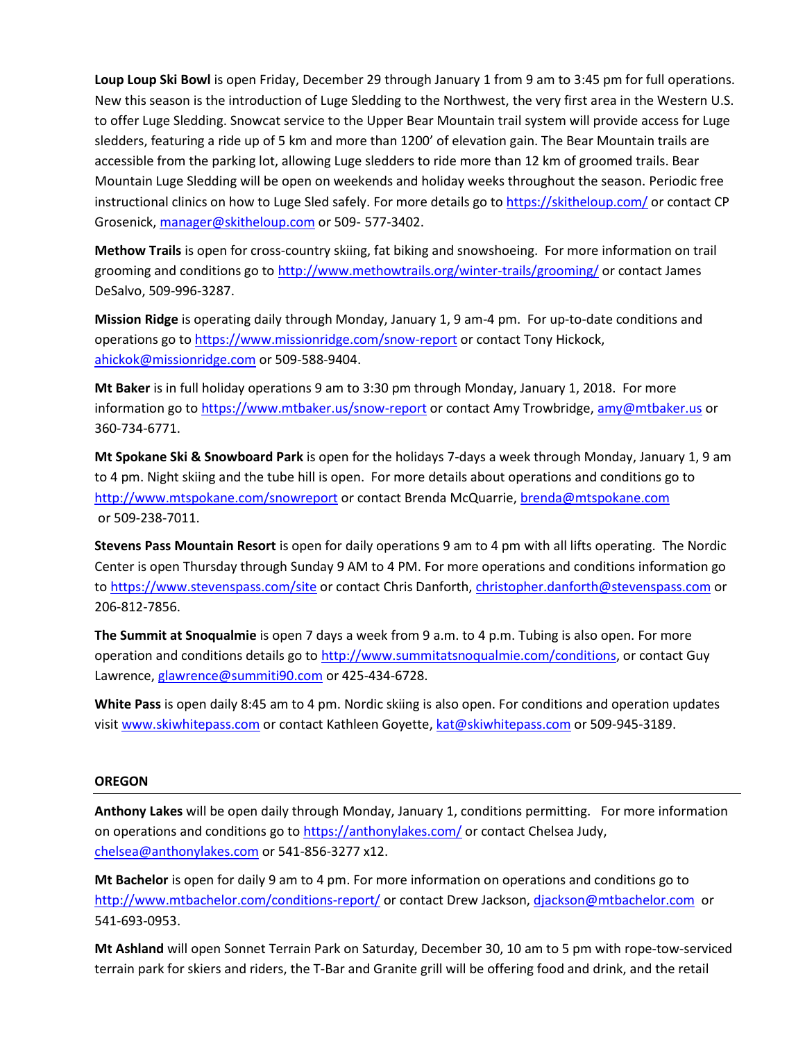**Loup Loup Ski Bowl** is open Friday, December 29 through January 1 from 9 am to 3:45 pm for full operations. New this season is the introduction of Luge Sledding to the Northwest, the very first area in the Western U.S. to offer Luge Sledding. Snowcat service to the Upper Bear Mountain trail system will provide access for Luge sledders, featuring a ride up of 5 km and more than 1200' of elevation gain. The Bear Mountain trails are accessible from the parking lot, allowing Luge sledders to ride more than 12 km of groomed trails. Bear Mountain Luge Sledding will be open on weekends and holiday weeks throughout the season. Periodic free instructional clinics on how to Luge Sled safely. For more details go to https://skitheloup.com/ or contact CP Grosenick, manager@skitheloup.com or 509- 577-3402.

**Methow Trails** is open for cross-country skiing, fat biking and snowshoeing. For more information on trail grooming and conditions go to http://www.methowtrails.org/winter-trails/grooming/ or contact James DeSalvo, 509-996-3287.

**Mission Ridge** is operating daily through Monday, January 1, 9 am-4 pm. For up-to-date conditions and operations go to https://www.missionridge.com/snow-report or contact Tony Hickock, ahickok@missionridge.com or 509-588-9404.

**Mt Baker** is in full holiday operations 9 am to 3:30 pm through Monday, January 1, 2018. For more information go to https://www.mtbaker.us/snow-report or contact Amy Trowbridge, amy@mtbaker.us or 360-734-6771.

**Mt Spokane Ski & Snowboard Park** is open for the holidays 7-days a week through Monday, January 1, 9 am to 4 pm. Night skiing and the tube hill is open. For more details about operations and conditions go to http://www.mtspokane.com/snowreport or contact Brenda McQuarrie, brenda@mtspokane.com or 509-238-7011.

**Stevens Pass Mountain Resort** is open for daily operations 9 am to 4 pm with all lifts operating. The Nordic Center is open Thursday through Sunday 9 AM to 4 PM. For more operations and conditions information go to https://www.stevenspass.com/site or contact Chris Danforth, christopher.danforth@stevenspass.com or 206-812-7856.

**The Summit at Snoqualmie** is open 7 days a week from 9 a.m. to 4 p.m. Tubing is also open. For more operation and conditions details go to http://www.summitatsnoqualmie.com/conditions, or contact Guy Lawrence, glawrence@summiti90.com or 425-434-6728.

**White Pass** is open daily 8:45 am to 4 pm. Nordic skiing is also open. For conditions and operation updates visit www.skiwhitepass.com or contact Kathleen Goyette, kat@skiwhitepass.com or 509-945-3189.

## OREGON

**Anthony Lakes** will be open daily through Monday, January 1, conditions permitting. For more information on operations and conditions go to https://anthonylakes.com/ or contact Chelsea Judy, chelsea@anthonylakes.com or 541-856-3277 x12.

**Mt Bachelor** is open for daily 9 am to 4 pm. For more information on operations and conditions go to http://www.mtbachelor.com/conditions-report/ or contact Drew Jackson, djackson@mtbachelor.com or 541-693-0953.

**Mt Ashland** will open Sonnet Terrain Park on Saturday, December 30, 10 am to 5 pm with rope-tow-serviced terrain park for skiers and riders, the T-Bar and Granite grill will be offering food and drink, and the retail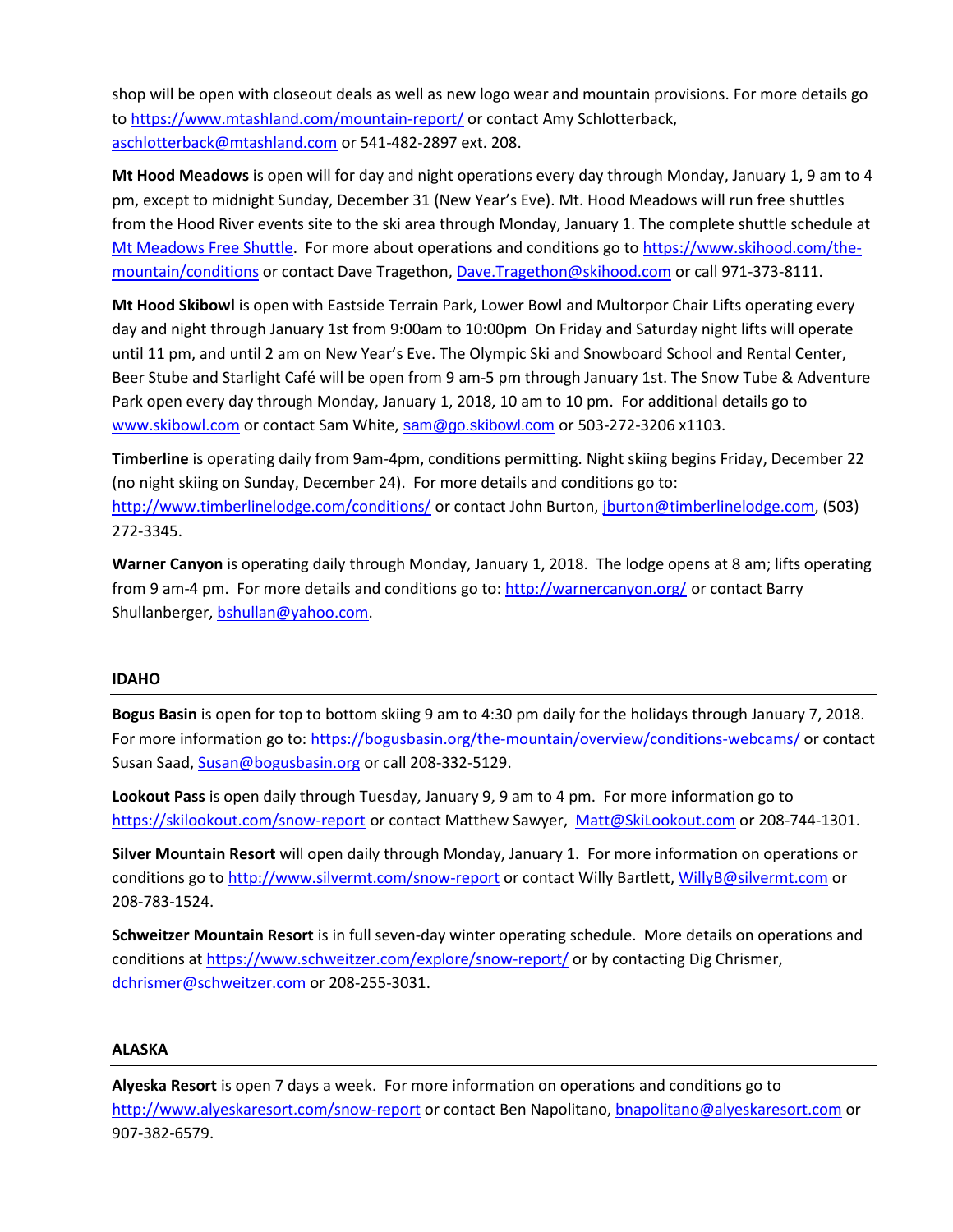shop will be open with closeout deals as well as new logo wear and mountain provisions. For more details go to https://www.mtashland.com/mountain-report/ or contact Amy Schlotterback, aschlotterback@mtashland.com or 541-482-2897 ext. 208.

**Mt Hood Meadows** is open will for day and night operations every day through Monday, January 1, 9 am to 4 pm, except to midnight Sunday, December 31 (New Year's Eve). Mt. Hood Meadows will run free shuttles from the Hood River events site to the ski area through Monday, January 1. The complete shuttle schedule at Mt Meadows Free Shuttle. For more about operations and conditions go to https://www.skihood.com/the-mountain/conditions or contact Dave Tragethon, Dave.Tragethon@skihood.com or call 971-373-8111.

**Mt Hood Skibowl** is open with Eastside Terrain Park, Lower Bowl and Multorpor Chair Lifts operating every day and night through January 1st from 9:00am to 10:00pm On Friday and Saturday night lifts will operate until 11 pm, and until 2 am on New Year's Eve. The Olympic Ski and Snowboard School and Rental Center, Beer Stube and Starlight Café will be open from 9 am-5 pm through January 1st. The Snow Tube & Adventure Park open every day through Monday, January 1, 2018, 10 am to 10 pm. For additional details go to www.skibowl.com or contact Sam White, sam@go.skibowl.com or 503-272-3206 x1103.

**Timberline** is operating daily from 9am-4pm, conditions permitting. Night skiing begins Friday, December 22 (no night skiing on Sunday, December 24). For more details and conditions go to: http://www.timberlinelodge.com/conditions/ or contact John Burton, jburton@timberlinelodge.com, (503) 272-3345.

**Warner Canyon** is operating daily through Monday, January 1, 2018. The lodge opens at 8 am; lifts operating from 9 am-4 pm. For more details and conditions go to: http://warnercanyon.org/ or contact Barry Shullanberger, bshullan@yahoo.com.

## IDAHO

**Bogus Basin** is open for top to bottom skiing 9 am to 4:30 pm daily for the holidays through January 7, 2018. For more information go to: https://bogusbasin.org/the-mountain/overview/conditions-webcams/ or contact Susan Saad, Susan@bogusbasin.org or call 208-332-5129.

**Lookout Pass** is open daily through Tuesday, January 9, 9 am to 4 pm. For more information go to https://skilookout.com/snow-report or contact Matthew Sawyer, Matt@SkiLookout.com or 208-744-1301.

**Silver Mountain Resort** will open daily through Monday, January 1. For more information on operations or conditions go to http://www.silvermt.com/snow-report or contact Willy Bartlett, WillyB@silvermt.com or 208-783-1524.

**Schweitzer Mountain Resort** is in full seven-day winter operating schedule. More details on operations and conditions at https://www.schweitzer.com/explore/snow-report/ or by contacting Dig Chrismer, dchrismer@schweitzer.com or 208-255-3031.

## ALASKA

**Alyeska Resort** is open 7 days a week. For more information on operations and conditions go to http://www.alyeskaresort.com/snow-report or contact Ben Napolitano, bnapolitano@alyeskaresort.com or 907-382-6579.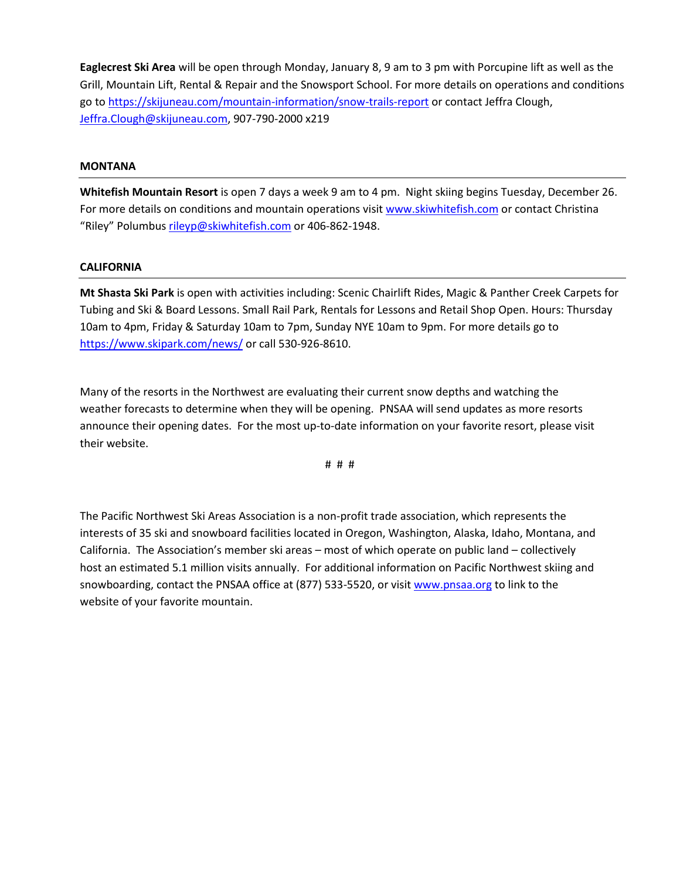**Eaglecrest Ski Area** will be open through Monday, January 8, 9 am to 3 pm with Porcupine lift as well as the Grill, Mountain Lift, Rental & Repair and the Snowsport School. For more details on operations and conditions go to https://skijuneau.com/mountain-information/snow-trails-report or contact Jeffra Clough, Jeffra.Clough@skijuneau.com, 907-790-2000 x219

**MONTANA**

**Whitefish Mountain Resort** is open 7 days a week 9 am to 4 pm. Night skiing begins Tuesday, December 26. For more details on conditions and mountain operations visit www.skiwhitefish.com or contact Christina "Riley" Polumbus rileyp@skiwhitefish.com or 406-862-1948.

**CALIFORNIA**

**Mt Shasta Ski Park** is open with activities including: Scenic Chairlift Rides, Magic & Panther Creek Carpets for Tubing and Ski & Board Lessons. Small Rail Park, Rentals for Lessons and Retail Shop Open. Hours: Thursday 10am to 4pm, Friday & Saturday 10am to 7pm, Sunday NYE 10am to 9pm. For more details go to https://www.skipark.com/news/ or call 530-926-8610.

Many of the resorts in the Northwest are evaluating their current snow depths and watching the weather forecasts to determine when they will be opening. PNSAA will send updates as more resorts announce their opening dates. For the most up-to-date information on your favorite resort, please visit their website.

# # #

The Pacific Northwest Ski Areas Association is a non-profit trade association, which represents the interests of 35 ski and snowboard facilities located in Oregon, Washington, Alaska, Idaho, Montana, and California. The Association's member ski areas – most of which operate on public land – collectively host an estimated 5.1 million visits annually. For additional information on Pacific Northwest skiing and snowboarding, contact the PNSAA office at (877) 533-5520, or visit www.pnsaa.org to link to the website of your favorite mountain.